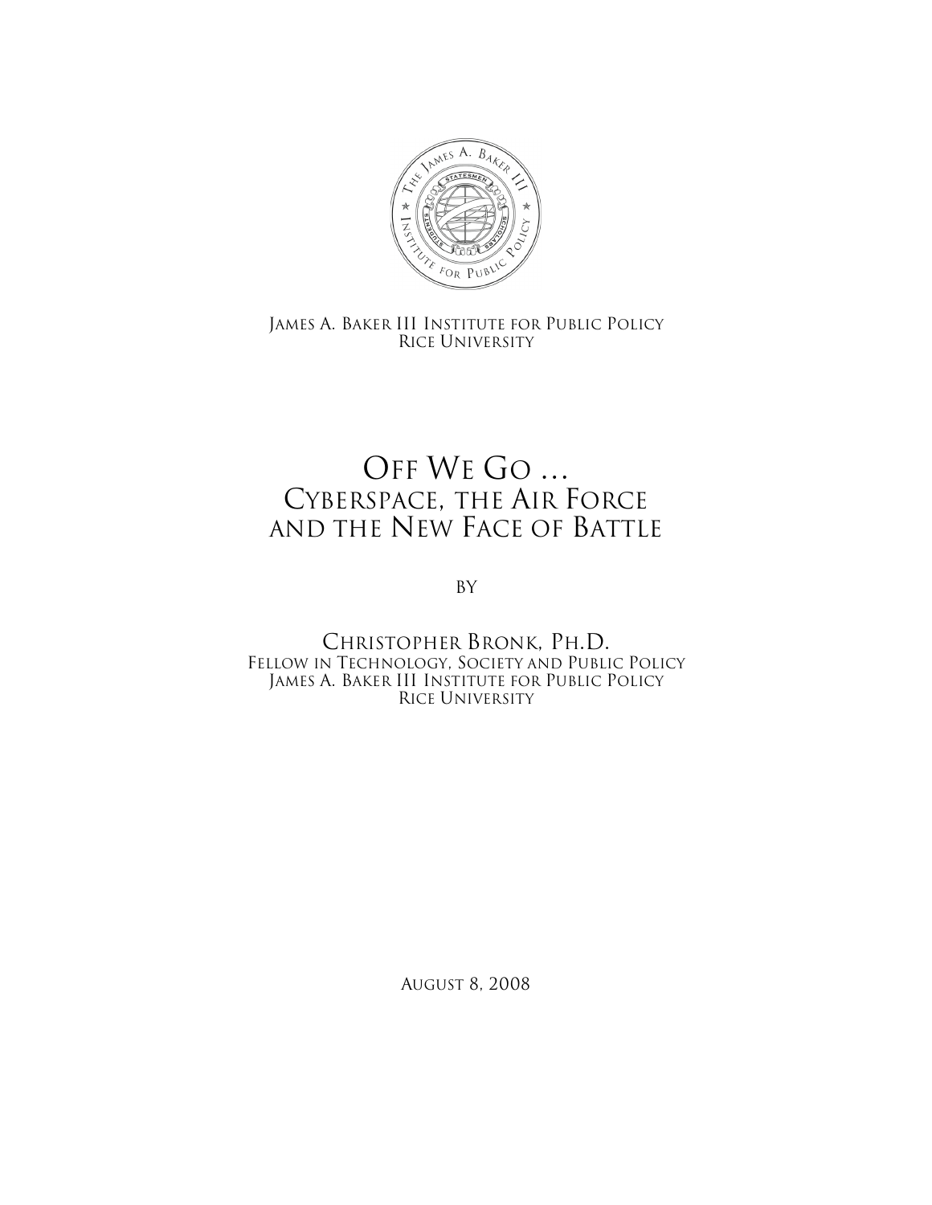James A. Baker III Institute for Public Policy
Rice University

# Off We Go ...
# Cyberspace, the Air Force and the New Face of Battle

by

Christopher Bronk, Ph.D.
Fellow in Technology, Society and Public Policy
James A. Baker III Institute for Public Policy
Rice University

August 8, 2008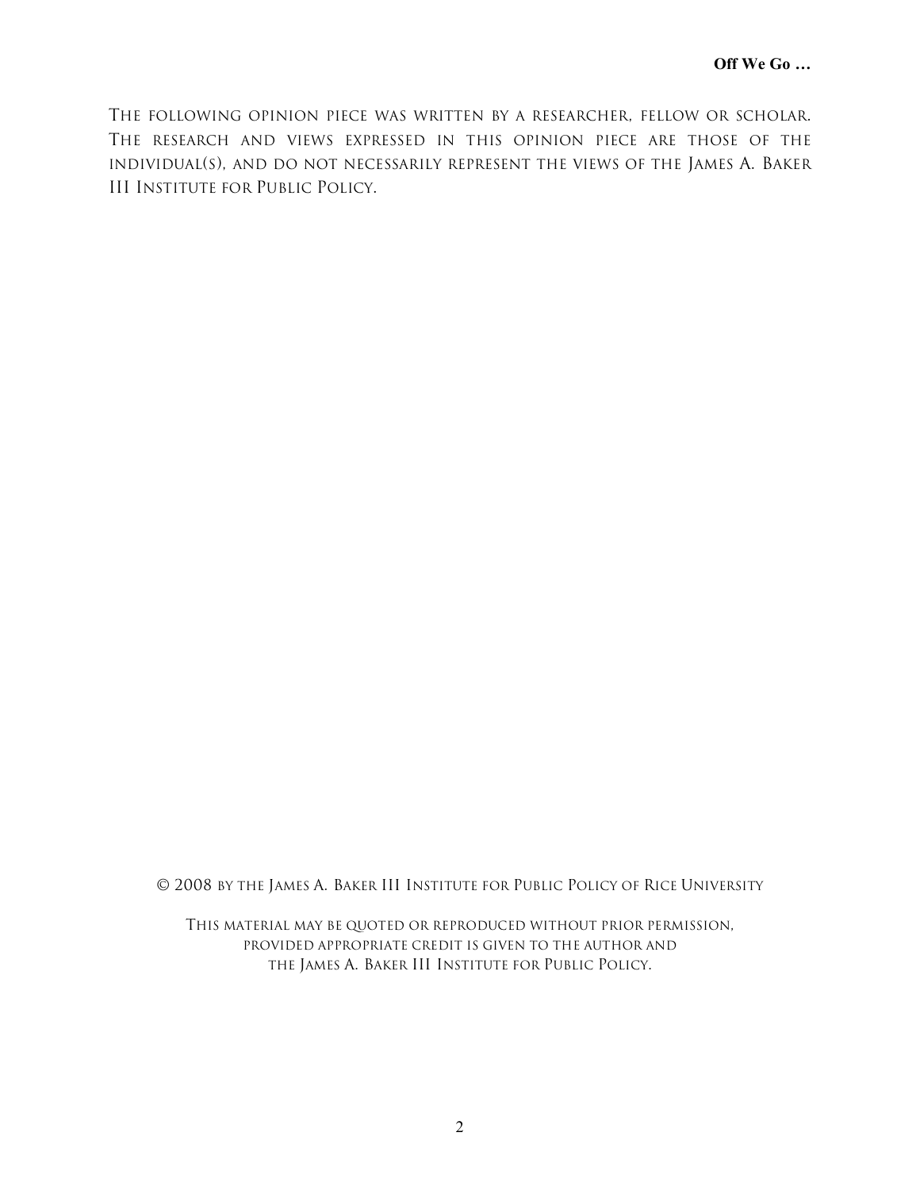The following opinion piece was written by a researcher, fellow or scholar. The research and views expressed in this opinion piece are those of the individual(s), and do not necessarily represent the views of the James A. Baker III Institute for Public Policy.

© 2008 by the James A. Baker III Institute for Public Policy of Rice University

This material may be quoted or reproduced without prior permission, provided appropriate credit is given to the author and the James A. Baker III Institute for Public Policy.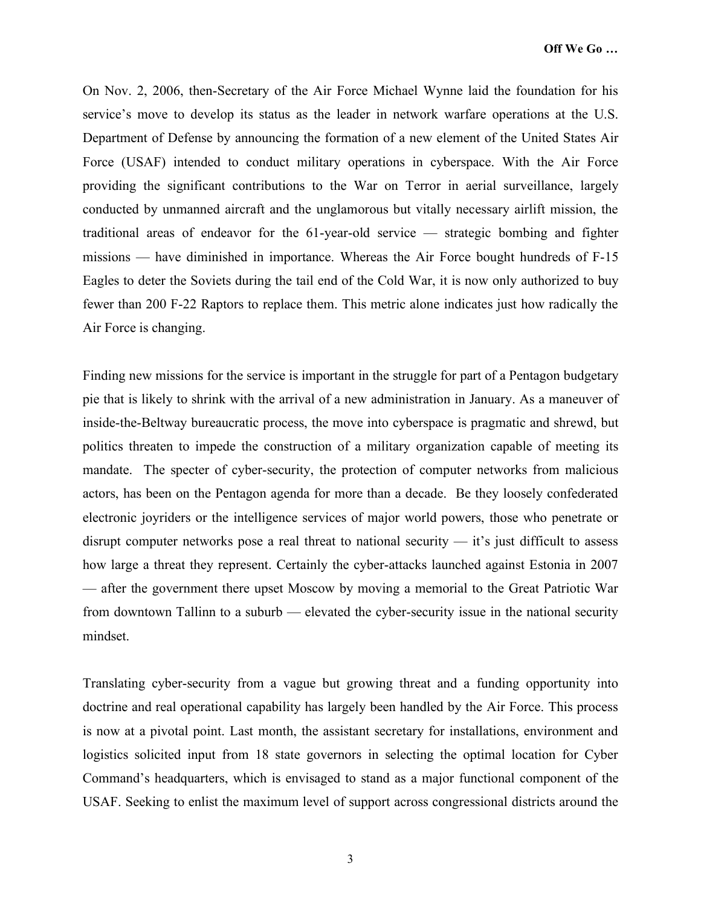On Nov. 2, 2006, then-Secretary of the Air Force Michael Wynne laid the foundation for his service's move to develop its status as the leader in network warfare operations at the U.S. Department of Defense by announcing the formation of a new element of the United States Air Force (USAF) intended to conduct military operations in cyberspace. With the Air Force providing the significant contributions to the War on Terror in aerial surveillance, largely conducted by unmanned aircraft and the unglamorous but vitally necessary airlift mission, the traditional areas of endeavor for the 61-year-old service — strategic bombing and fighter missions — have diminished in importance. Whereas the Air Force bought hundreds of F-15 Eagles to deter the Soviets during the tail end of the Cold War, it is now only authorized to buy fewer than 200 F-22 Raptors to replace them. This metric alone indicates just how radically the Air Force is changing.

Finding new missions for the service is important in the struggle for part of a Pentagon budgetary pie that is likely to shrink with the arrival of a new administration in January. As a maneuver of inside-the-Beltway bureaucratic process, the move into cyberspace is pragmatic and shrewd, but politics threaten to impede the construction of a military organization capable of meeting its mandate. The specter of cyber-security, the protection of computer networks from malicious actors, has been on the Pentagon agenda for more than a decade. Be they loosely confederated electronic joyriders or the intelligence services of major world powers, those who penetrate or disrupt computer networks pose a real threat to national security — it's just difficult to assess how large a threat they represent. Certainly the cyber-attacks launched against Estonia in 2007 — after the government there upset Moscow by moving a memorial to the Great Patriotic War from downtown Tallinn to a suburb — elevated the cyber-security issue in the national security mindset.

Translating cyber-security from a vague but growing threat and a funding opportunity into doctrine and real operational capability has largely been handled by the Air Force. This process is now at a pivotal point. Last month, the assistant secretary for installations, environment and logistics solicited input from 18 state governors in selecting the optimal location for Cyber Command's headquarters, which is envisaged to stand as a major functional component of the USAF. Seeking to enlist the maximum level of support across congressional districts around the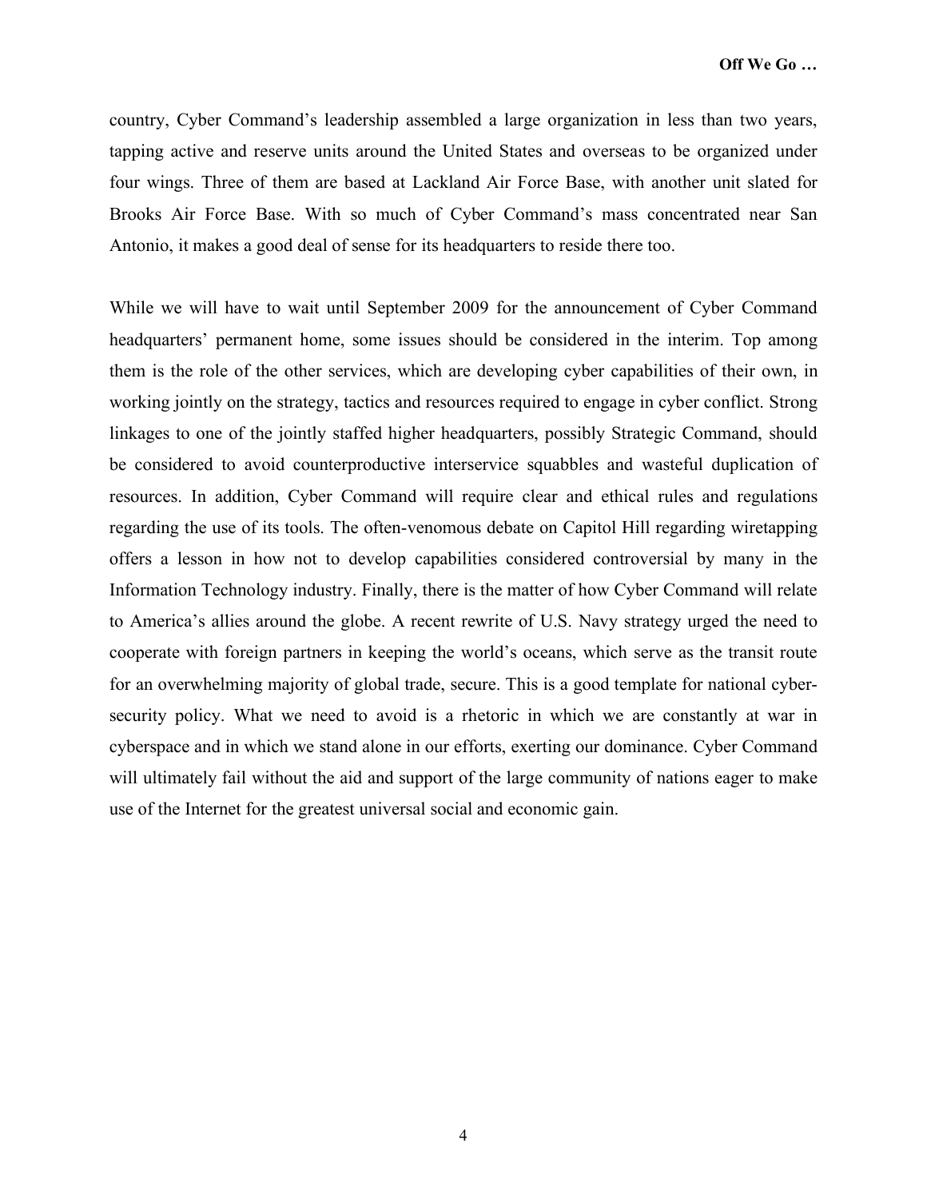country, Cyber Command's leadership assembled a large organization in less than two years, tapping active and reserve units around the United States and overseas to be organized under four wings. Three of them are based at Lackland Air Force Base, with another unit slated for Brooks Air Force Base. With so much of Cyber Command's mass concentrated near San Antonio, it makes a good deal of sense for its headquarters to reside there too.

While we will have to wait until September 2009 for the announcement of Cyber Command headquarters' permanent home, some issues should be considered in the interim. Top among them is the role of the other services, which are developing cyber capabilities of their own, in working jointly on the strategy, tactics and resources required to engage in cyber conflict. Strong linkages to one of the jointly staffed higher headquarters, possibly Strategic Command, should be considered to avoid counterproductive interservice squabbles and wasteful duplication of resources. In addition, Cyber Command will require clear and ethical rules and regulations regarding the use of its tools. The often-venomous debate on Capitol Hill regarding wiretapping offers a lesson in how not to develop capabilities considered controversial by many in the Information Technology industry. Finally, there is the matter of how Cyber Command will relate to America's allies around the globe. A recent rewrite of U.S. Navy strategy urged the need to cooperate with foreign partners in keeping the world's oceans, which serve as the transit route for an overwhelming majority of global trade, secure. This is a good template for national cyber-security policy. What we need to avoid is a rhetoric in which we are constantly at war in cyberspace and in which we stand alone in our efforts, exerting our dominance. Cyber Command will ultimately fail without the aid and support of the large community of nations eager to make use of the Internet for the greatest universal social and economic gain.